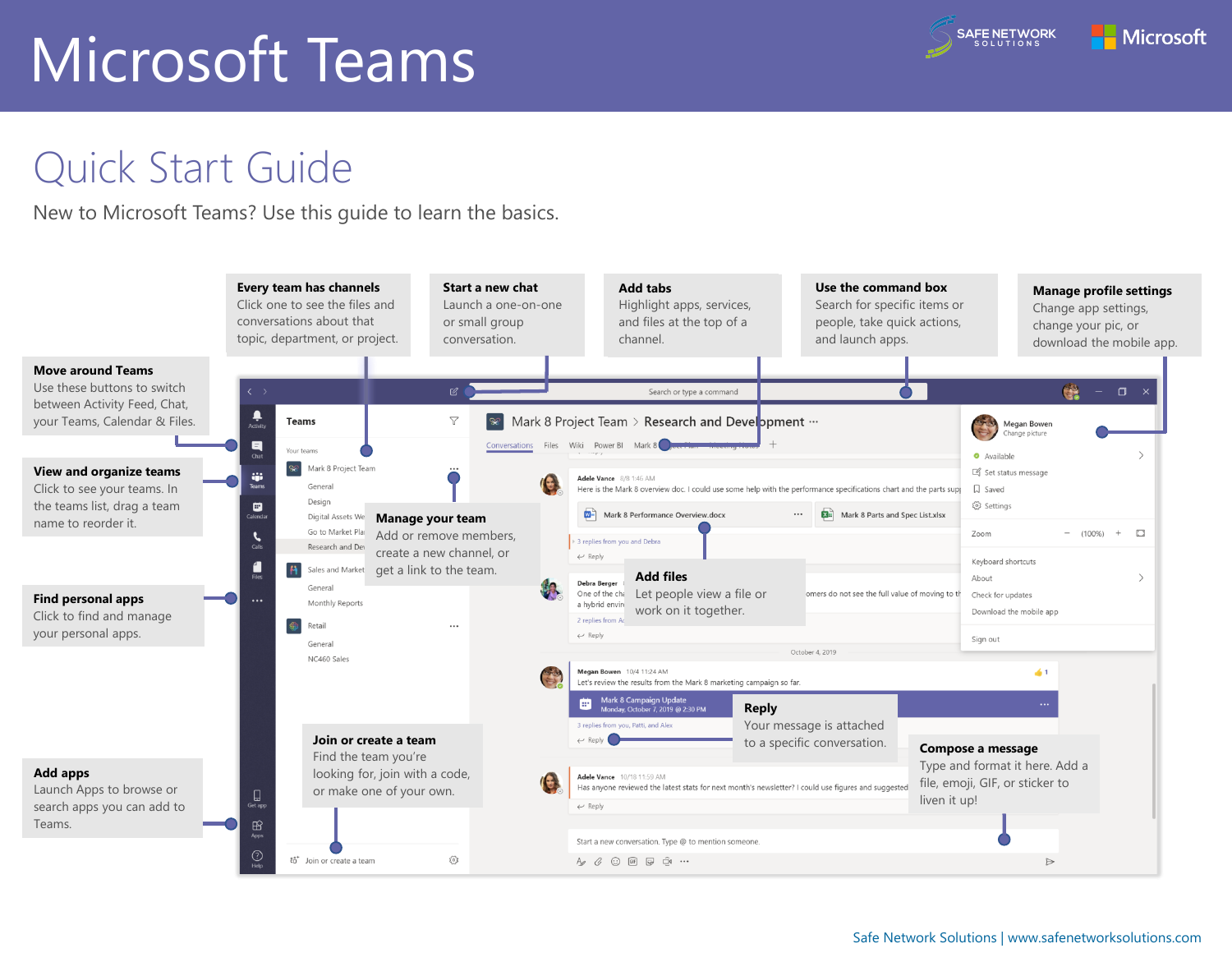# Microsoft Teams

## Quick Start Guide

New to Microsoft Teams? Use this guide to learn the basics.

**Move around Teams**
Use these buttons to switch between Activity Feed, Chat, your Teams, Calendar & Files.

**View and organize teams**
Click to see your teams. In the teams list, drag a team name to reorder it.

**Find personal apps**
Click to find and manage your personal apps.

**Add apps**
Launch Apps to browse or search apps you can add to Teams.

**Every team has channels**
Click one to see the files and conversations about that topic, department, or project.

**Start a new chat**
Launch a one-on-one or small group conversation.

**Add tabs**
Highlight apps, services, and files at the top of a channel.

**Use the command box**
Search for specific items or people, take quick actions, and launch apps.

**Manage profile settings**
Change app settings, change your pic, or download the mobile app.

**Manage your team**
Add or remove members, create a new channel, or get a link to the team.

**Add files**
Let people view a file or work on it together.

**Join or create a team**
Find the team you're looking for, join with a code, or make one of your own.

**Reply**
Your message is attached to a specific conversation.

**Compose a message**
Type and format it here. Add a file, emoji, GIF, or sticker to liven it up!

Safe Network Solutions | www.safenetworksolutions.com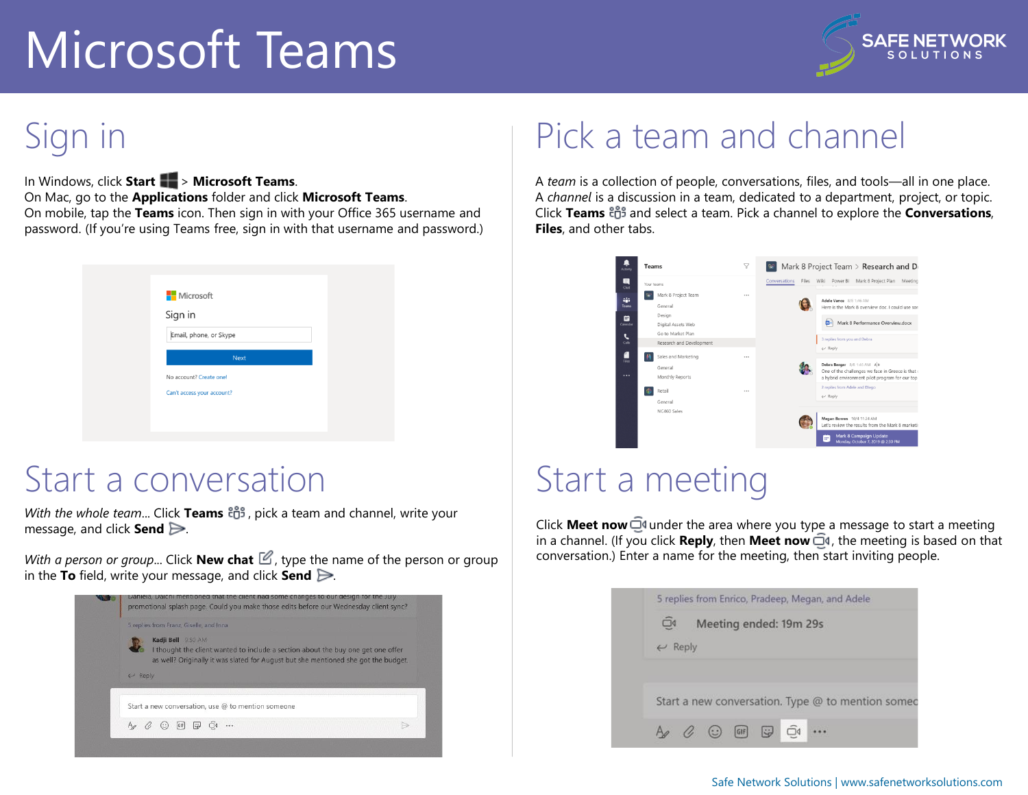# Microsoft Teams

## Sign in

In Windows, click **Start** > **Microsoft Teams**.
On Mac, go to the **Applications** folder and click **Microsoft Teams**.
On mobile, tap the **Teams** icon. Then sign in with your Office 365 username and password. (If you're using Teams free, sign in with that username and password.)

## Pick a team and channel

A *team* is a collection of people, conversations, files, and tools—all in one place.
A *channel* is a discussion in a team, dedicated to a department, project, or topic.
Click **Teams** and select a team. Pick a channel to explore the **Conversations**, **Files**, and other tabs.

## Start a conversation

*With the whole team*... Click **Teams**, pick a team and channel, write your message, and click **Send**.

*With a person or group*... Click **New chat**, type the name of the person or group in the **To** field, write your message, and click **Send**.

## Start a meeting

Click **Meet now** under the area where you type a message to start a meeting in a channel. (If you click **Reply**, then **Meet now**, the meeting is based on that conversation.) Enter a name for the meeting, then start inviting people.

Safe Network Solutions | www.safenetworksolutions.com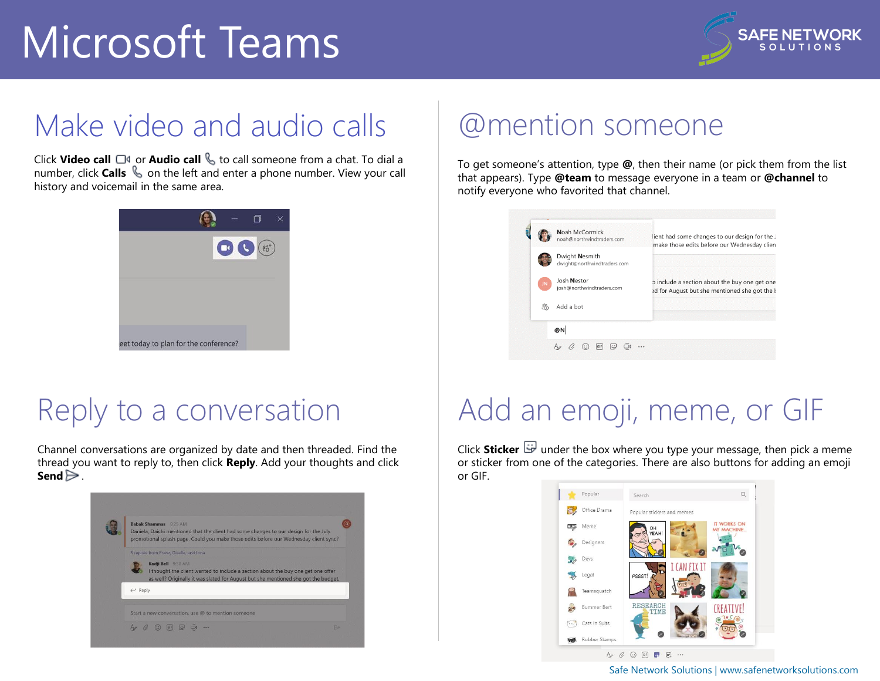# Microsoft Teams

## Make video and audio calls

Click **Video call** or **Audio call** to call someone from a chat. To dial a number, click **Calls** on the left and enter a phone number. View your call history and voicemail in the same area.

## @mention someone

To get someone's attention, type **@**, then their name (or pick them from the list that appears). Type **@team** to message everyone in a team or **@channel** to notify everyone who favorited that channel.

## Reply to a conversation

Channel conversations are organized by date and then threaded. Find the thread you want to reply to, then click **Reply**. Add your thoughts and click **Send** .

## Add an emoji, meme, or GIF

Click **Sticker** under the box where you type your message, then pick a meme or sticker from one of the categories. There are also buttons for adding an emoji or GIF.

Safe Network Solutions | www.safenetworksolutions.com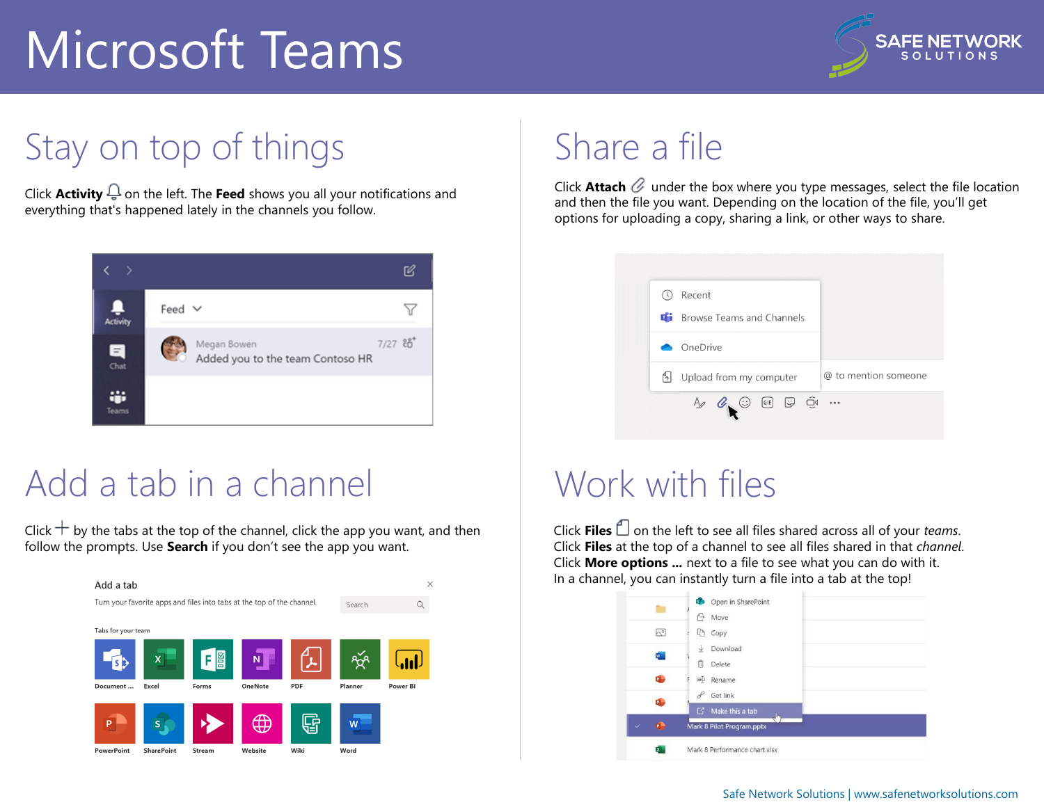# Microsoft Teams

## Stay on top of things

Click **Activity** on the left. The **Feed** shows you all your notifications and everything that's happened lately in the channels you follow.

## Share a file

Click **Attach** under the box where you type messages, select the file location and then the file you want. Depending on the location of the file, you'll get options for uploading a copy, sharing a link, or other ways to share.

## Add a tab in a channel

Click + by the tabs at the top of the channel, click the app you want, and then follow the prompts. Use **Search** if you don't see the app you want.

## Work with files

Click **Files** on the left to see all files shared across all of your *teams*.
Click **Files** at the top of a channel to see all files shared in that *channel*.
Click **More options ...** next to a file to see what you can do with it.
In a channel, you can instantly turn a file into a tab at the top!

Safe Network Solutions | www.safenetworksolutions.com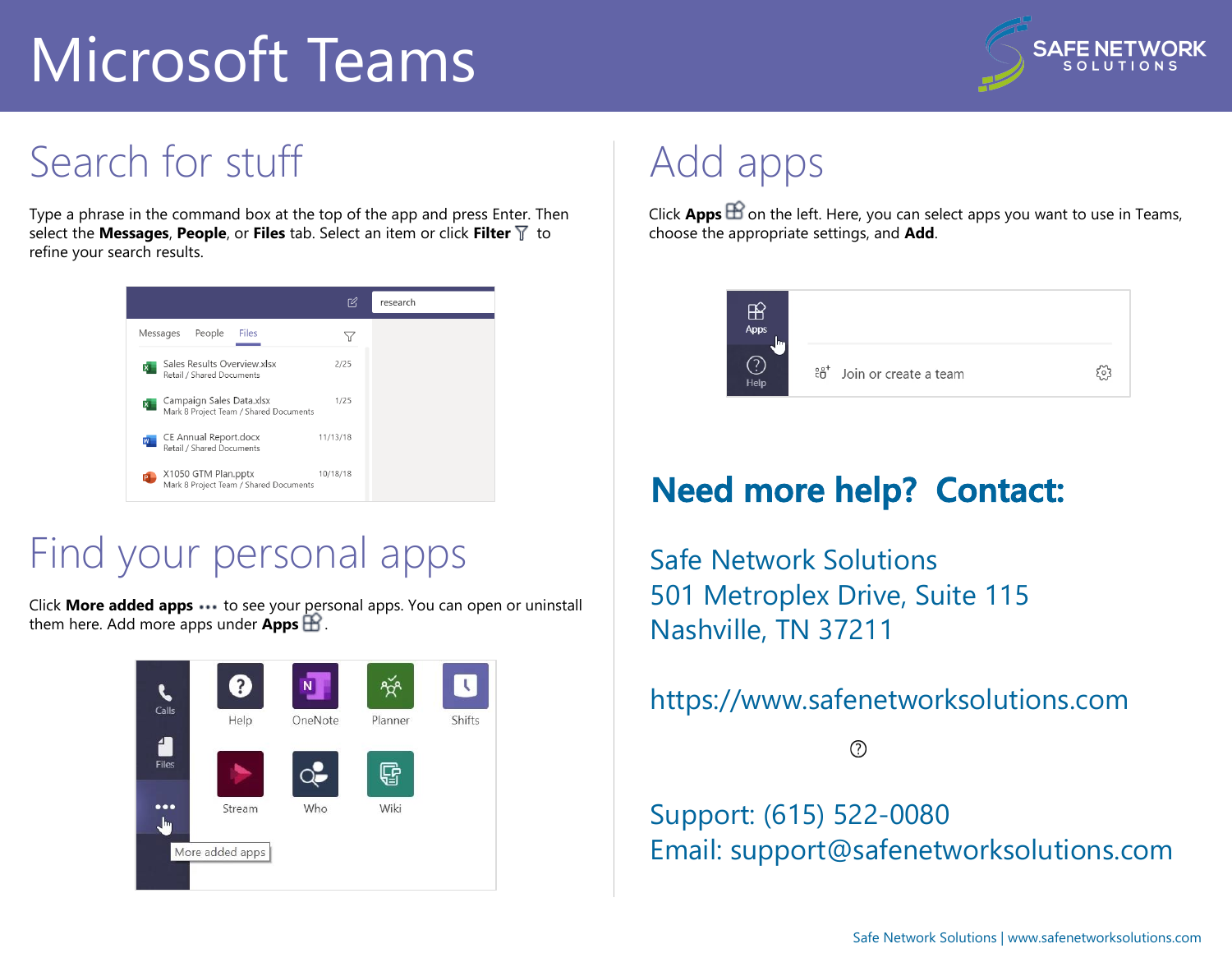# Microsoft Teams

## Search for stuff

Type a phrase in the command box at the top of the app and press Enter. Then select the **Messages**, **People**, or **Files** tab. Select an item or click **Filter** to refine your search results.

## Find your personal apps

Click **More added apps** ••• to see your personal apps. You can open or uninstall them here. Add more apps under **Apps**.

## Add apps

Click **Apps** on the left. Here, you can select apps you want to use in Teams, choose the appropriate settings, and **Add**.

## Need more help? Contact:

Safe Network Solutions
501 Metroplex Drive, Suite 115
Nashville, TN 37211

https://www.safenetworksolutions.com

Support: (615) 522-0080
Email: support@safenetworksolutions.com